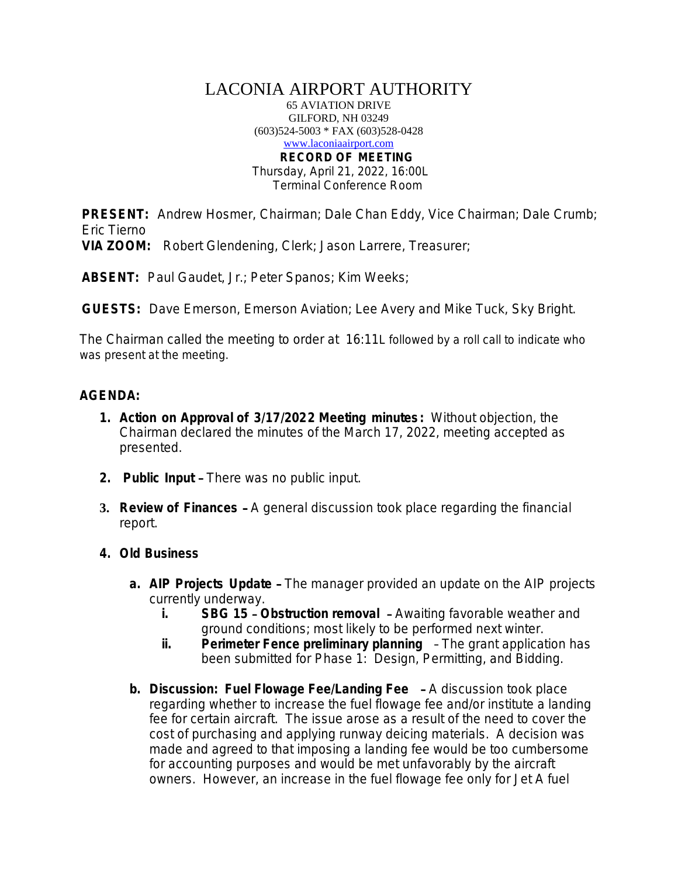# LACONIA AIRPORT AUTHORITY

65 AVIATION DRIVE
GILFORD, NH 03249
(603)524-5003 * FAX (603)528-0428
www.laconiaairport.com

**RECORD OF MEETING**
Thursday, April 21, 2022, 16:00L
Terminal Conference Room

**PRESENT:** Andrew Hosmer, Chairman; Dale Chan Eddy, Vice Chairman; Dale Crumb; Eric Tierno
**VIA ZOOM:** Robert Glendening, Clerk; Jason Larrere, Treasurer;

**ABSENT:** Paul Gaudet, Jr.; Peter Spanos; Kim Weeks;

**GUESTS:** Dave Emerson, Emerson Aviation; Lee Avery and Mike Tuck, Sky Bright.

The Chairman called the meeting to order at 16:11L followed by a roll call to indicate who was present at the meeting.

**AGENDA:**

1. **Action on Approval of 3/17/2022 Meeting minutes:** Without objection, the Chairman declared the minutes of the March 17, 2022, meeting accepted as presented.

2. **Public Input –** There was no public input.

3. **Review of Finances –** A general discussion took place regarding the financial report.

4. **Old Business**

   a. **AIP Projects Update –** The manager provided an update on the AIP projects currently underway.
      i. **SBG 15 – Obstruction removal –** Awaiting favorable weather and ground conditions; most likely to be performed next winter.
      ii. **Perimeter Fence preliminary planning** – The grant application has been submitted for Phase 1: Design, Permitting, and Bidding.

   b. **Discussion: Fuel Flowage Fee/Landing Fee –** A discussion took place regarding whether to increase the fuel flowage fee and/or institute a landing fee for certain aircraft. The issue arose as a result of the need to cover the cost of purchasing and applying runway deicing materials. A decision was made and agreed to that imposing a landing fee would be too cumbersome for accounting purposes and would be met unfavorably by the aircraft owners. However, an increase in the fuel flowage fee only for Jet A fuel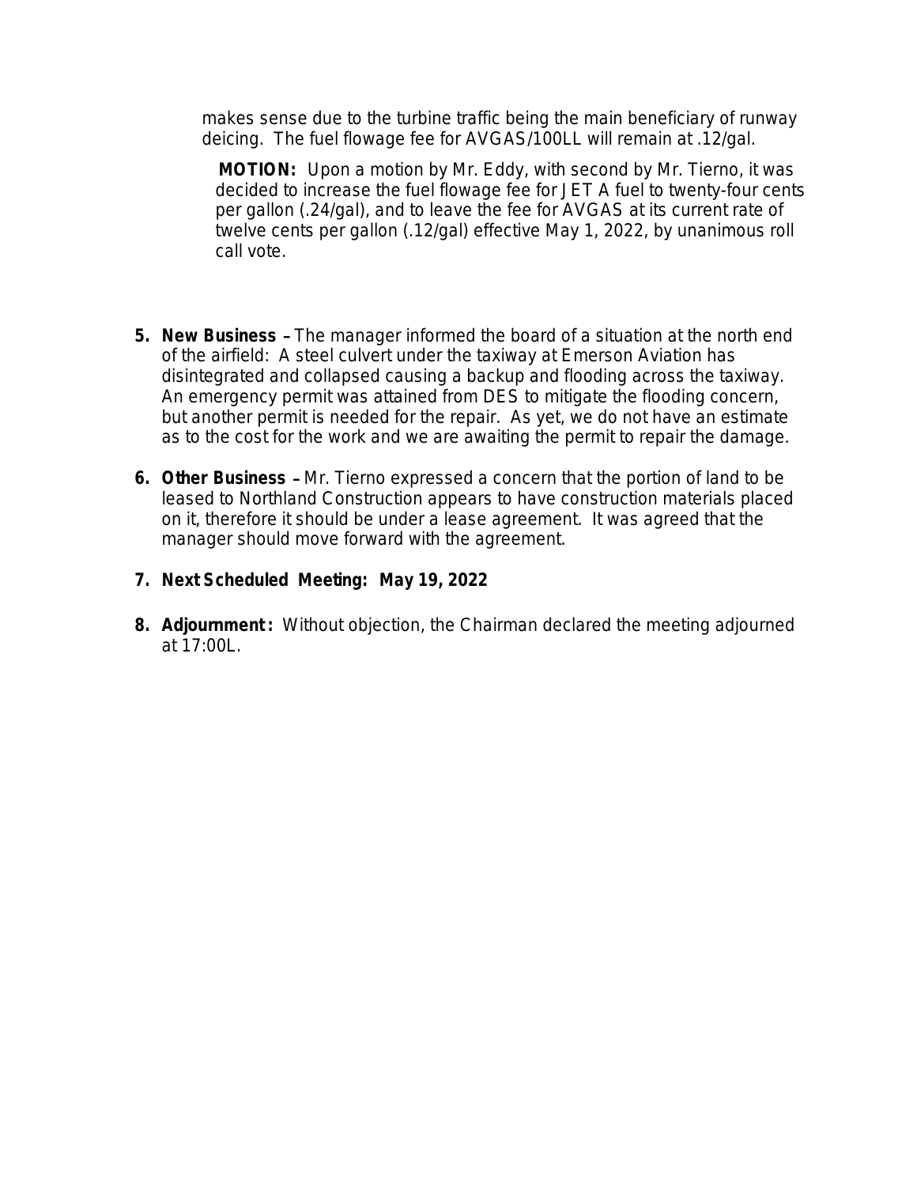makes sense due to the turbine traffic being the main beneficiary of runway deicing. The fuel flowage fee for AVGAS/100LL will remain at .12/gal.

**MOTION:** Upon a motion by Mr. Eddy, with second by Mr. Tierno, it was decided to increase the fuel flowage fee for JET A fuel to twenty-four cents per gallon (.24/gal), and to leave the fee for AVGAS at its current rate of twelve cents per gallon (.12/gal) effective May 1, 2022, by unanimous roll call vote.

5. **New Business** – The manager informed the board of a situation at the north end of the airfield: A steel culvert under the taxiway at Emerson Aviation has disintegrated and collapsed causing a backup and flooding across the taxiway. An emergency permit was attained from DES to mitigate the flooding concern, but another permit is needed for the repair. As yet, we do not have an estimate as to the cost for the work and we are awaiting the permit to repair the damage.

6. **Other Business** – Mr. Tierno expressed a concern that the portion of land to be leased to Northland Construction appears to have construction materials placed on it, therefore it should be under a lease agreement. It was agreed that the manager should move forward with the agreement.

7. **Next Scheduled Meeting: May 19, 2022**

8. **Adjournment:** Without objection, the Chairman declared the meeting adjourned at 17:00L.